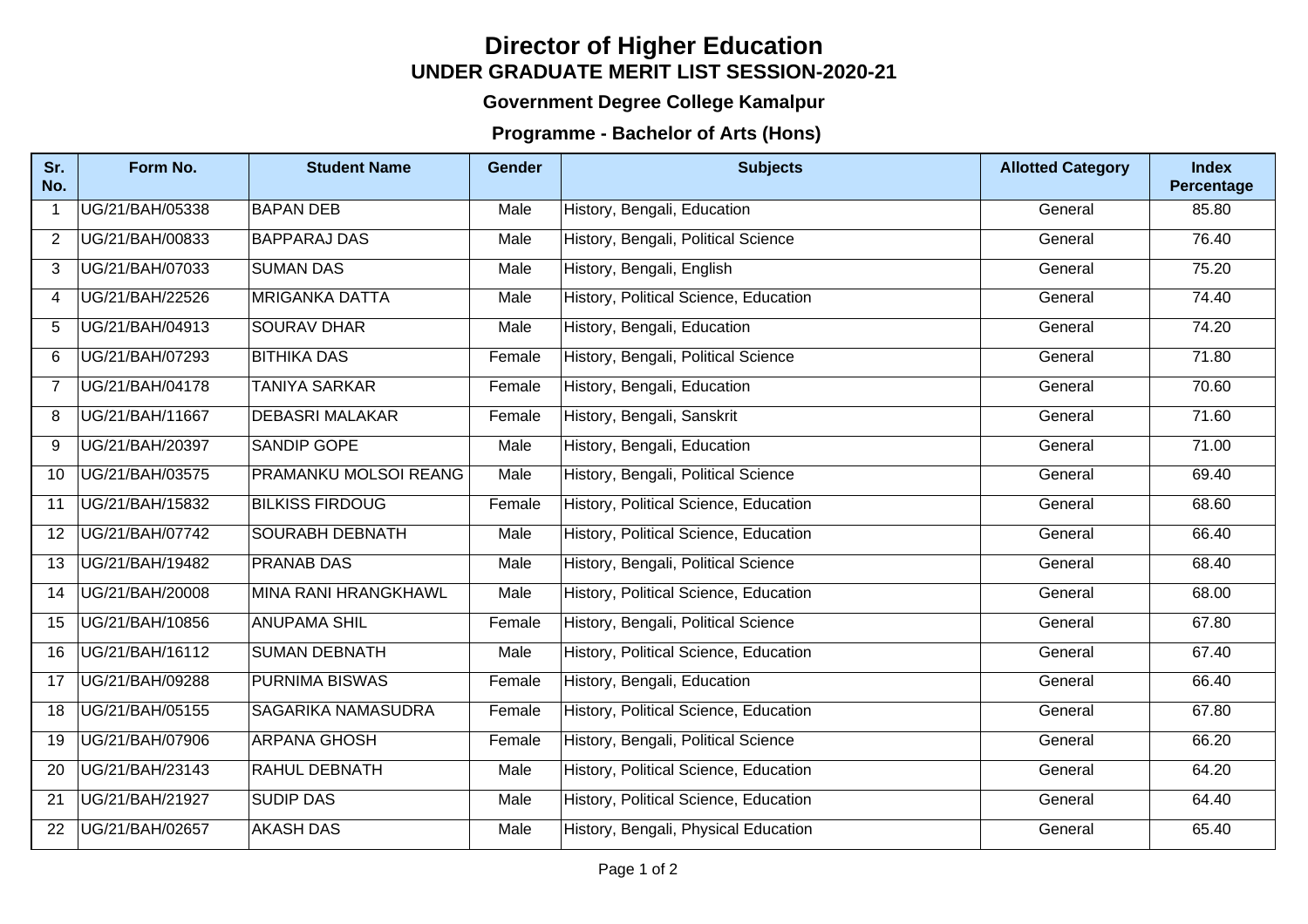# Director of Higher Education

## UNDER GRADUATE MERIT LIST SESSION-2020-21

### Government Degree College Kamalpur

### Programme - Bachelor of Arts (Hons)

| Sr. No. | Form No. | Student Name | Gender | Subjects | Allotted Category | Index Percentage |
|---|---|---|---|---|---|---|
| 1 | UG/21/BAH/05338 | BAPAN DEB | Male | History, Bengali, Education | General | 85.80 |
| 2 | UG/21/BAH/00833 | BAPPARAJ DAS | Male | History, Bengali, Political Science | General | 76.40 |
| 3 | UG/21/BAH/07033 | SUMAN DAS | Male | History, Bengali, English | General | 75.20 |
| 4 | UG/21/BAH/22526 | MRIGANKA DATTA | Male | History, Political Science, Education | General | 74.40 |
| 5 | UG/21/BAH/04913 | SOURAV DHAR | Male | History, Bengali, Education | General | 74.20 |
| 6 | UG/21/BAH/07293 | BITHIKA DAS | Female | History, Bengali, Political Science | General | 71.80 |
| 7 | UG/21/BAH/04178 | TANIYA SARKAR | Female | History, Bengali, Education | General | 70.60 |
| 8 | UG/21/BAH/11667 | DEBASRI MALAKAR | Female | History, Bengali, Sanskrit | General | 71.60 |
| 9 | UG/21/BAH/20397 | SANDIP GOPE | Male | History, Bengali, Education | General | 71.00 |
| 10 | UG/21/BAH/03575 | PRAMANKU MOLSOI REANG | Male | History, Bengali, Political Science | General | 69.40 |
| 11 | UG/21/BAH/15832 | BILKISS FIRDOUG | Female | History, Political Science, Education | General | 68.60 |
| 12 | UG/21/BAH/07742 | SOURABH DEBNATH | Male | History, Political Science, Education | General | 66.40 |
| 13 | UG/21/BAH/19482 | PRANAB DAS | Male | History, Bengali, Political Science | General | 68.40 |
| 14 | UG/21/BAH/20008 | MINA RANI HRANGKHAWL | Male | History, Political Science, Education | General | 68.00 |
| 15 | UG/21/BAH/10856 | ANUPAMA SHIL | Female | History, Bengali, Political Science | General | 67.80 |
| 16 | UG/21/BAH/16112 | SUMAN DEBNATH | Male | History, Political Science, Education | General | 67.40 |
| 17 | UG/21/BAH/09288 | PURNIMA BISWAS | Female | History, Bengali, Education | General | 66.40 |
| 18 | UG/21/BAH/05155 | SAGARIKA NAMASUDRA | Female | History, Political Science, Education | General | 67.80 |
| 19 | UG/21/BAH/07906 | ARPANA GHOSH | Female | History, Bengali, Political Science | General | 66.20 |
| 20 | UG/21/BAH/23143 | RAHUL DEBNATH | Male | History, Political Science, Education | General | 64.20 |
| 21 | UG/21/BAH/21927 | SUDIP DAS | Male | History, Political Science, Education | General | 64.40 |
| 22 | UG/21/BAH/02657 | AKASH DAS | Male | History, Bengali, Physical Education | General | 65.40 |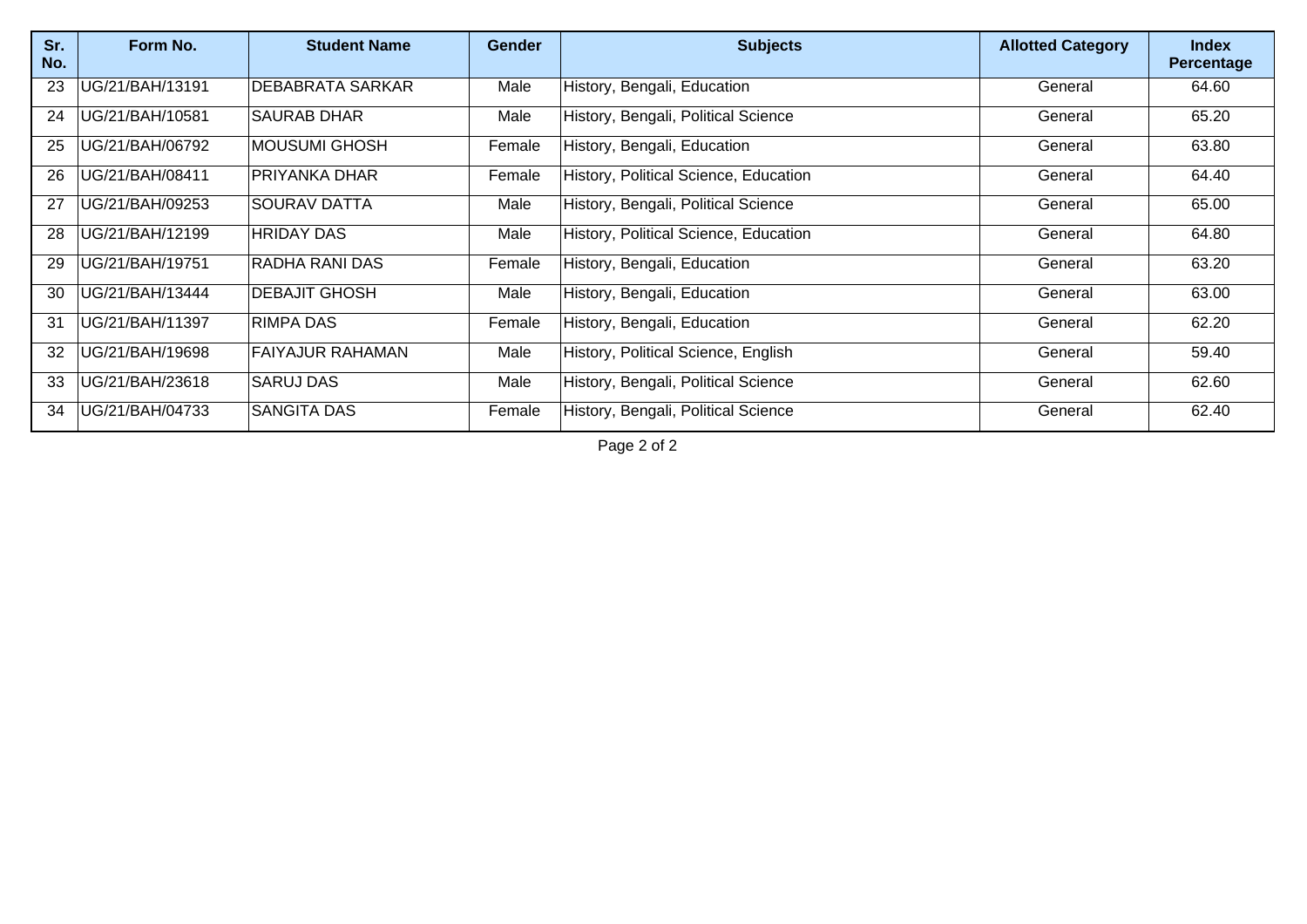| Sr. No. | Form No. | Student Name | Gender | Subjects | Allotted Category | Index Percentage |
|---|---|---|---|---|---|---|
| 23 | UG/21/BAH/13191 | DEBABRATA SARKAR | Male | History, Bengali, Education | General | 64.60 |
| 24 | UG/21/BAH/10581 | SAURAB DHAR | Male | History, Bengali, Political Science | General | 65.20 |
| 25 | UG/21/BAH/06792 | MOUSUMI GHOSH | Female | History, Bengali, Education | General | 63.80 |
| 26 | UG/21/BAH/08411 | PRIYANKA DHAR | Female | History, Political Science, Education | General | 64.40 |
| 27 | UG/21/BAH/09253 | SOURAV DATTA | Male | History, Bengali, Political Science | General | 65.00 |
| 28 | UG/21/BAH/12199 | HRIDAY DAS | Male | History, Political Science, Education | General | 64.80 |
| 29 | UG/21/BAH/19751 | RADHA RANI DAS | Female | History, Bengali, Education | General | 63.20 |
| 30 | UG/21/BAH/13444 | DEBAJIT GHOSH | Male | History, Bengali, Education | General | 63.00 |
| 31 | UG/21/BAH/11397 | RIMPA DAS | Female | History, Bengali, Education | General | 62.20 |
| 32 | UG/21/BAH/19698 | FAIYAJUR RAHAMAN | Male | History, Political Science, English | General | 59.40 |
| 33 | UG/21/BAH/23618 | SARUJ DAS | Male | History, Bengali, Political Science | General | 62.60 |
| 34 | UG/21/BAH/04733 | SANGITA DAS | Female | History, Bengali, Political Science | General | 62.40 |